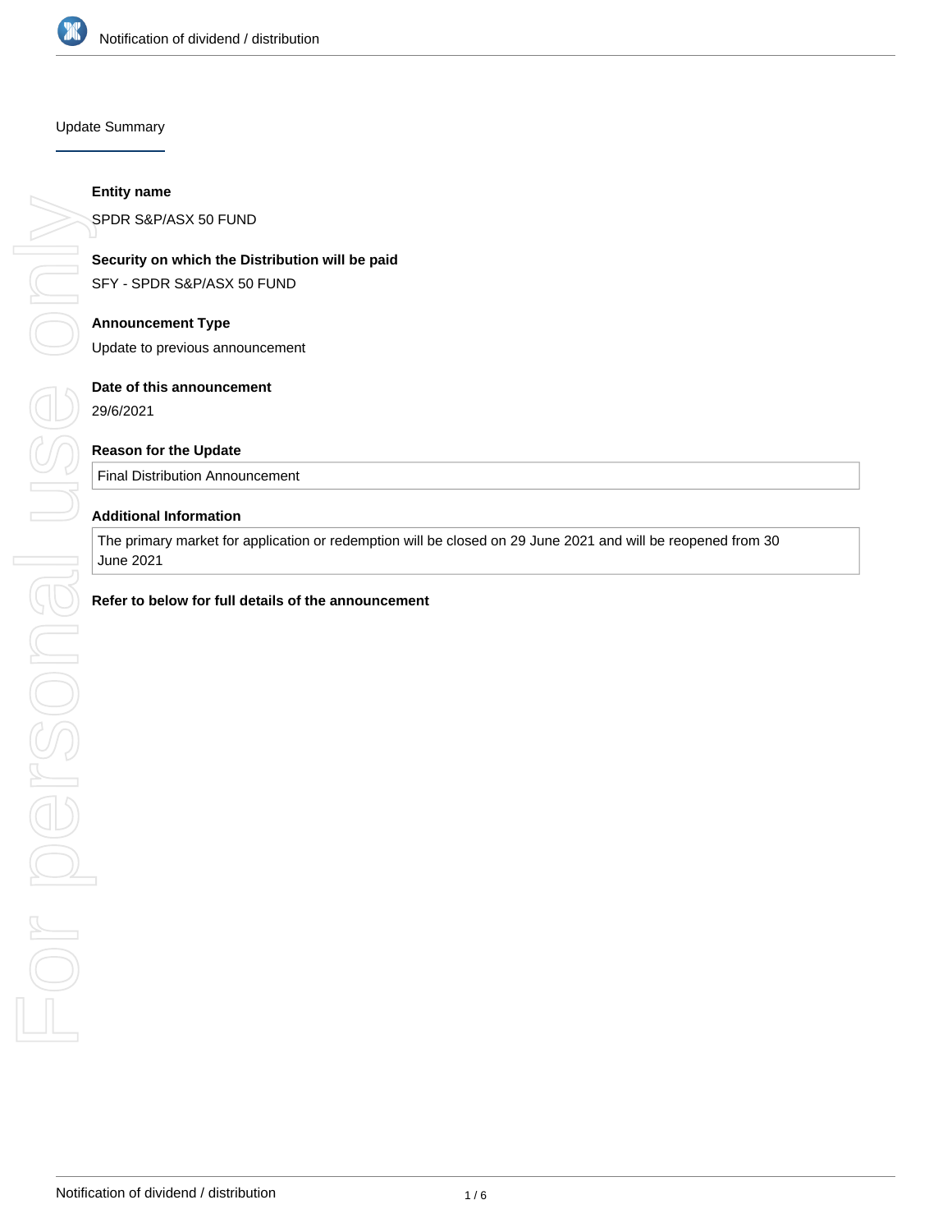# Notification of dividend / distribution

## Update Summary

**Entity name**

SPDR S&P/ASX 50 FUND

**Security on which the Distribution will be paid**

SFY - SPDR S&P/ASX 50 FUND

**Announcement Type**

Update to previous announcement

**Date of this announcement**

29/6/2021

**Reason for the Update**

Final Distribution Announcement

**Additional Information**

The primary market for application or redemption will be closed on 29 June 2021 and will be reopened from 30 June 2021

**Refer to below for full details of the announcement**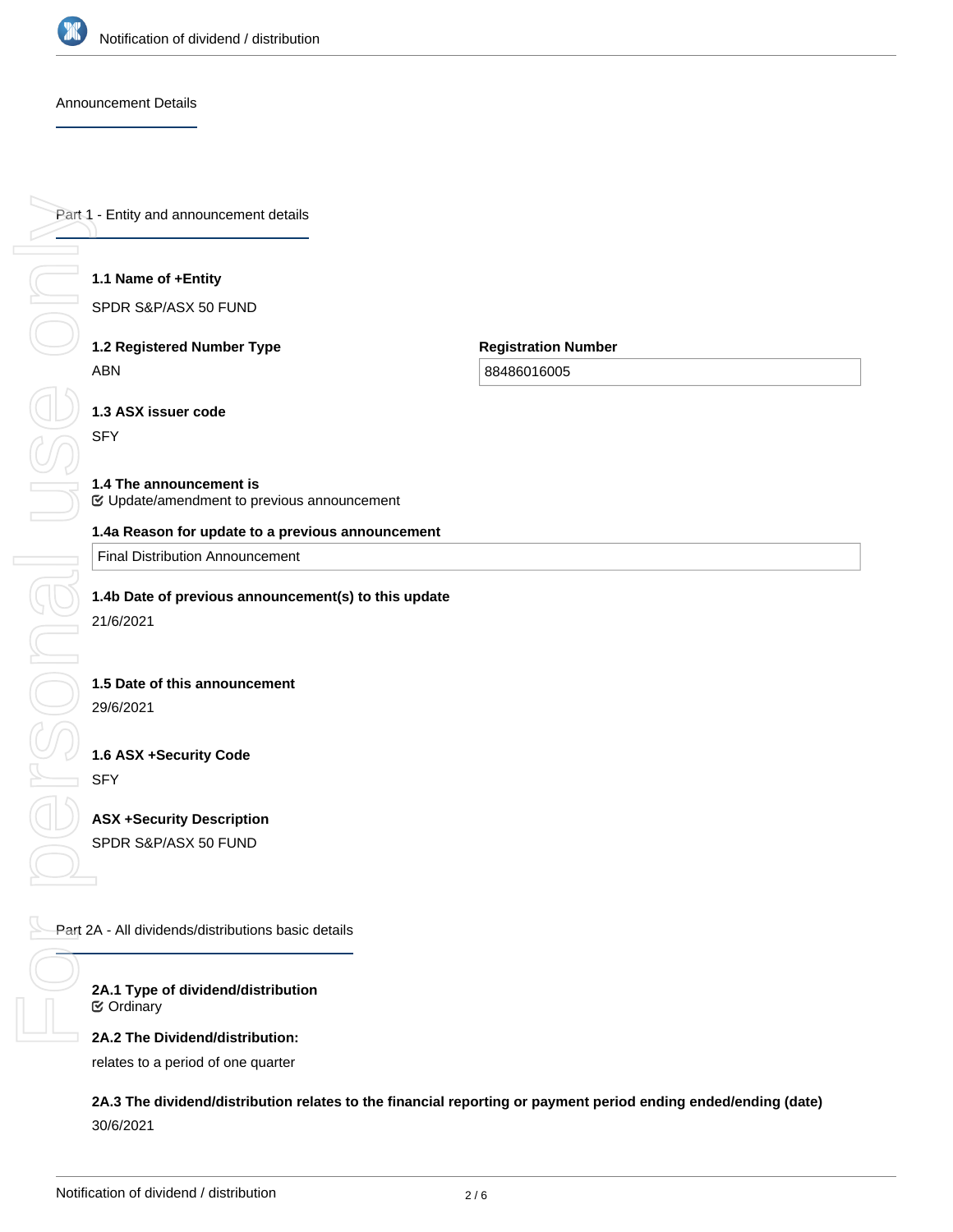Announcement Details

## Part 1 - Entity and announcement details

**1.1 Name of +Entity**

SPDR S&P/ASX 50 FUND

**1.2 Registered Number Type**

ABN

**Registration Number**

88486016005

**1.3 ASX issuer code**

SFY

**1.4 The announcement is**

☑ Update/amendment to previous announcement

**1.4a Reason for update to a previous announcement**

Final Distribution Announcement

**1.4b Date of previous announcement(s) to this update**

21/6/2021

**1.5 Date of this announcement**

29/6/2021

**1.6 ASX +Security Code**

SFY

**ASX +Security Description**

SPDR S&P/ASX 50 FUND

## Part 2A - All dividends/distributions basic details

**2A.1 Type of dividend/distribution**

☑ Ordinary

**2A.2 The Dividend/distribution:**

relates to a period of one quarter

**2A.3 The dividend/distribution relates to the financial reporting or payment period ending ended/ending (date)**

30/6/2021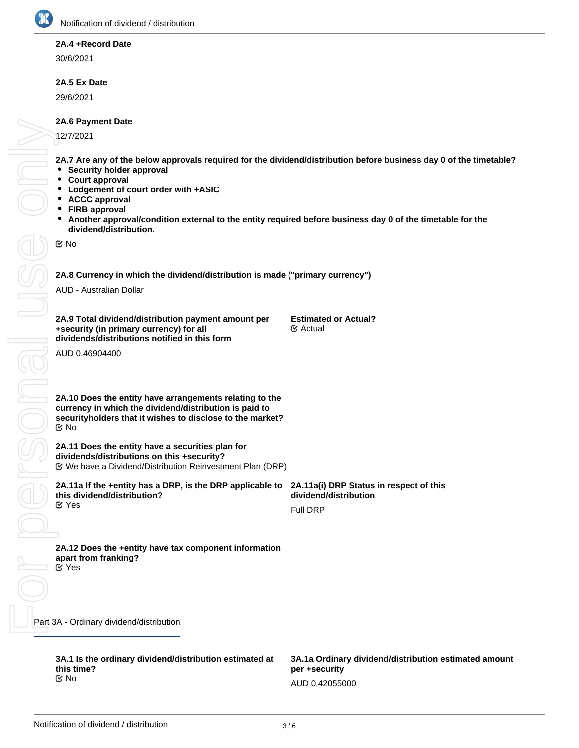**2A.4 +Record Date**

30/6/2021

**2A.5 Ex Date**

29/6/2021

**2A.6 Payment Date**

12/7/2021

**2A.7 Are any of the below approvals required for the dividend/distribution before business day 0 of the timetable?**

- **Security holder approval**
- **Court approval**
- **Lodgement of court order with +ASIC**
- **ACCC approval**
- **FIRB approval**
- **Another approval/condition external to the entity required before business day 0 of the timetable for the dividend/distribution.**

☑ No

**2A.8 Currency in which the dividend/distribution is made ("primary currency")**

AUD - Australian Dollar

**2A.9 Total dividend/distribution payment amount per +security (in primary currency) for all dividends/distributions notified in this form**

AUD 0.46904400

**Estimated or Actual?**
☑ Actual

**2A.10 Does the entity have arrangements relating to the currency in which the dividend/distribution is paid to securityholders that it wishes to disclose to the market?**
☑ No

**2A.11 Does the entity have a securities plan for dividends/distributions on this +security?**
☑ We have a Dividend/Distribution Reinvestment Plan (DRP)

**2A.11a If the +entity has a DRP, is the DRP applicable to this dividend/distribution?**
☑ Yes

**2A.11a(i) DRP Status in respect of this dividend/distribution**

Full DRP

**2A.12 Does the +entity have tax component information apart from franking?**
☑ Yes

## Part 3A - Ordinary dividend/distribution

**3A.1 Is the ordinary dividend/distribution estimated at this time?**
☑ No

**3A.1a Ordinary dividend/distribution estimated amount per +security**

AUD 0.42055000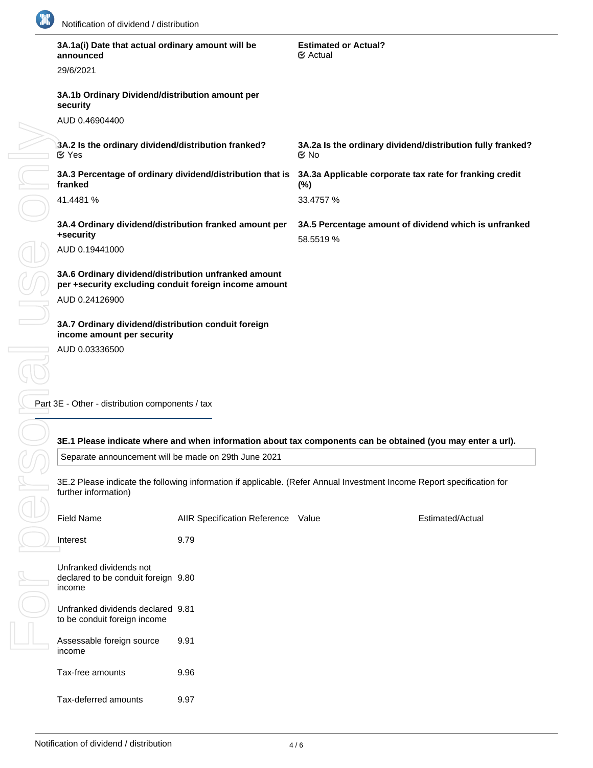**3A.1a(i) Date that actual ordinary amount will be announced**

29/6/2021

**Estimated or Actual?**

☑ Actual

**3A.1b Ordinary Dividend/distribution amount per security**

AUD 0.46904400

**3A.2 Is the ordinary dividend/distribution franked?**

☑ Yes

**3A.2a Is the ordinary dividend/distribution fully franked?**

☑ No

**3A.3 Percentage of ordinary dividend/distribution that is franked**

41.4481 %

**3A.3a Applicable corporate tax rate for franking credit (%)**

33.4757 %

**3A.4 Ordinary dividend/distribution franked amount per +security**

AUD 0.19441000

**3A.5 Percentage amount of dividend which is unfranked**

58.5519 %

**3A.6 Ordinary dividend/distribution unfranked amount per +security excluding conduit foreign income amount**

AUD 0.24126900

**3A.7 Ordinary dividend/distribution conduit foreign income amount per security**

AUD 0.03336500

## Part 3E - Other - distribution components / tax

**3E.1 Please indicate where and when information about tax components can be obtained (you may enter a url).**

Separate announcement will be made on 29th June 2021

3E.2 Please indicate the following information if applicable. (Refer Annual Investment Income Report specification for further information)

| Field Name | AIIR Specification Reference | Value | Estimated/Actual |
|---|---|---|---|
| Interest | 9.79 | | |
| Unfranked dividends not declared to be conduit foreign income | 9.80 | | |
| Unfranked dividends declared to be conduit foreign income | 9.81 | | |
| Assessable foreign source income | 9.91 | | |
| Tax-free amounts | 9.96 | | |
| Tax-deferred amounts | 9.97 | | |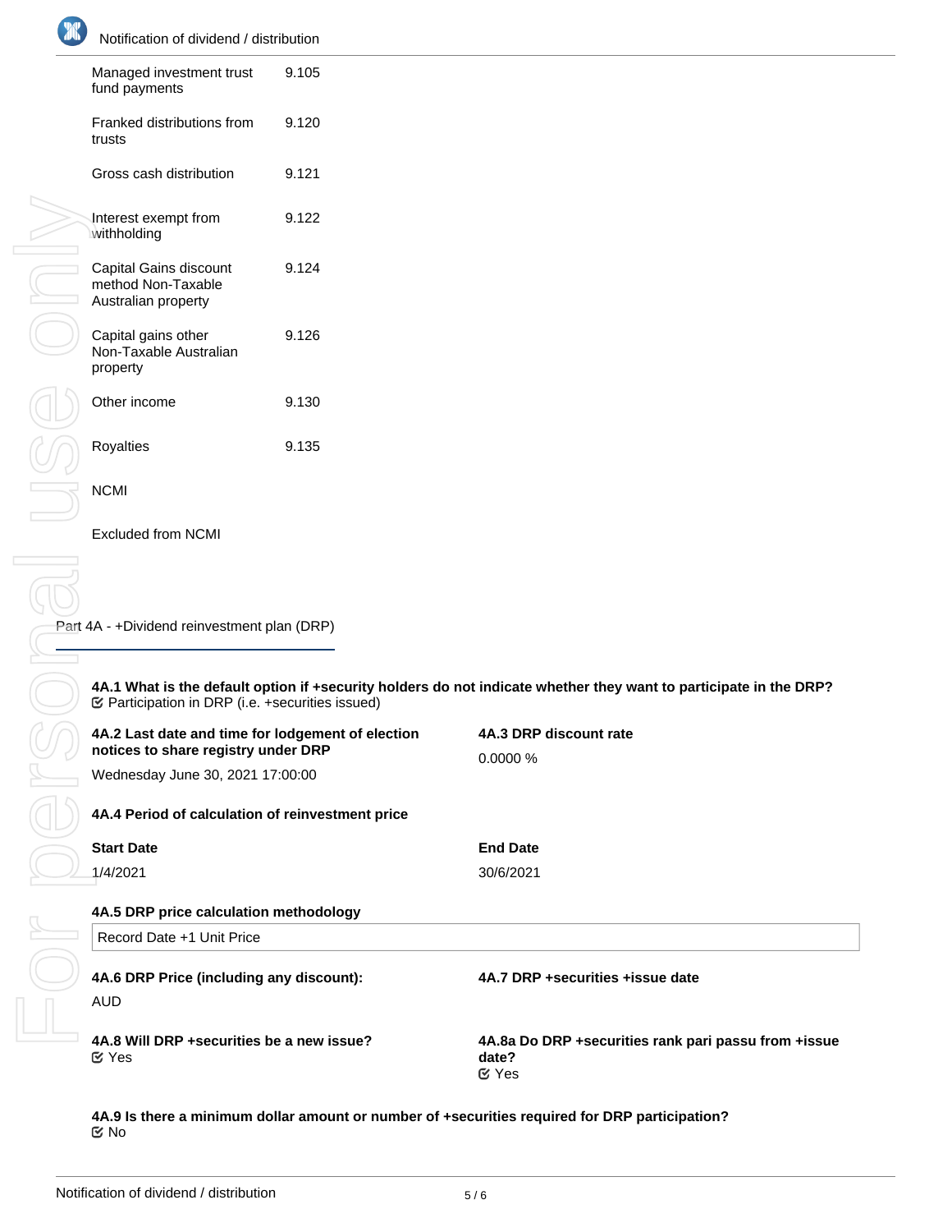| | |
|---|---|
| Managed investment trust fund payments | 9.105 |
| Franked distributions from trusts | 9.120 |
| Gross cash distribution | 9.121 |
| Interest exempt from withholding | 9.122 |
| Capital Gains discount method Non-Taxable Australian property | 9.124 |
| Capital gains other Non-Taxable Australian property | 9.126 |
| Other income | 9.130 |
| Royalties | 9.135 |
| NCMI | |
| Excluded from NCMI | |

## Part 4A - +Dividend reinvestment plan (DRP)

**4A.1 What is the default option if +security holders do not indicate whether they want to participate in the DRP?**
☑ Participation in DRP (i.e. +securities issued)

**4A.2 Last date and time for lodgement of election notices to share registry under DRP**

Wednesday June 30, 2021 17:00:00

**4A.3 DRP discount rate**

0.0000 %

**4A.4 Period of calculation of reinvestment price**

| Start Date | End Date |
|---|---|
| 1/4/2021 | 30/6/2021 |

**4A.5 DRP price calculation methodology**

Record Date +1 Unit Price

**4A.6 DRP Price (including any discount):**

AUD

**4A.7 DRP +securities +issue date**

**4A.8 Will DRP +securities be a new issue?**
☑ Yes

**4A.8a Do DRP +securities rank pari passu from +issue date?**
☑ Yes

**4A.9 Is there a minimum dollar amount or number of +securities required for DRP participation?**
☑ No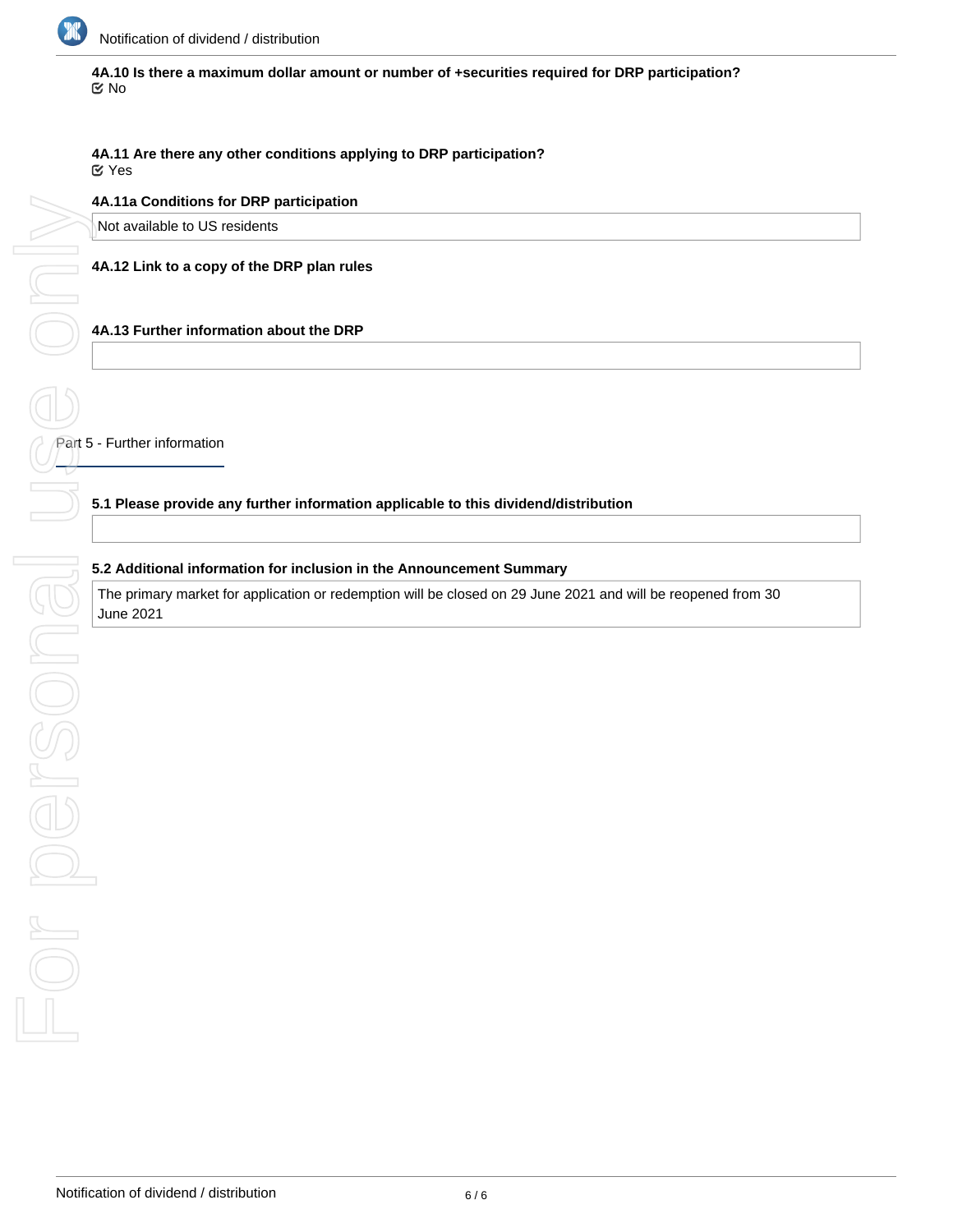**4A.10 Is there a maximum dollar amount or number of +securities required for DRP participation?**
☑ No

**4A.11 Are there any other conditions applying to DRP participation?**
☑ Yes

**4A.11a Conditions for DRP participation**

Not available to US residents

**4A.12 Link to a copy of the DRP plan rules**

**4A.13 Further information about the DRP**

## Part 5 - Further information

**5.1 Please provide any further information applicable to this dividend/distribution**

**5.2 Additional information for inclusion in the Announcement Summary**

The primary market for application or redemption will be closed on 29 June 2021 and will be reopened from 30 June 2021